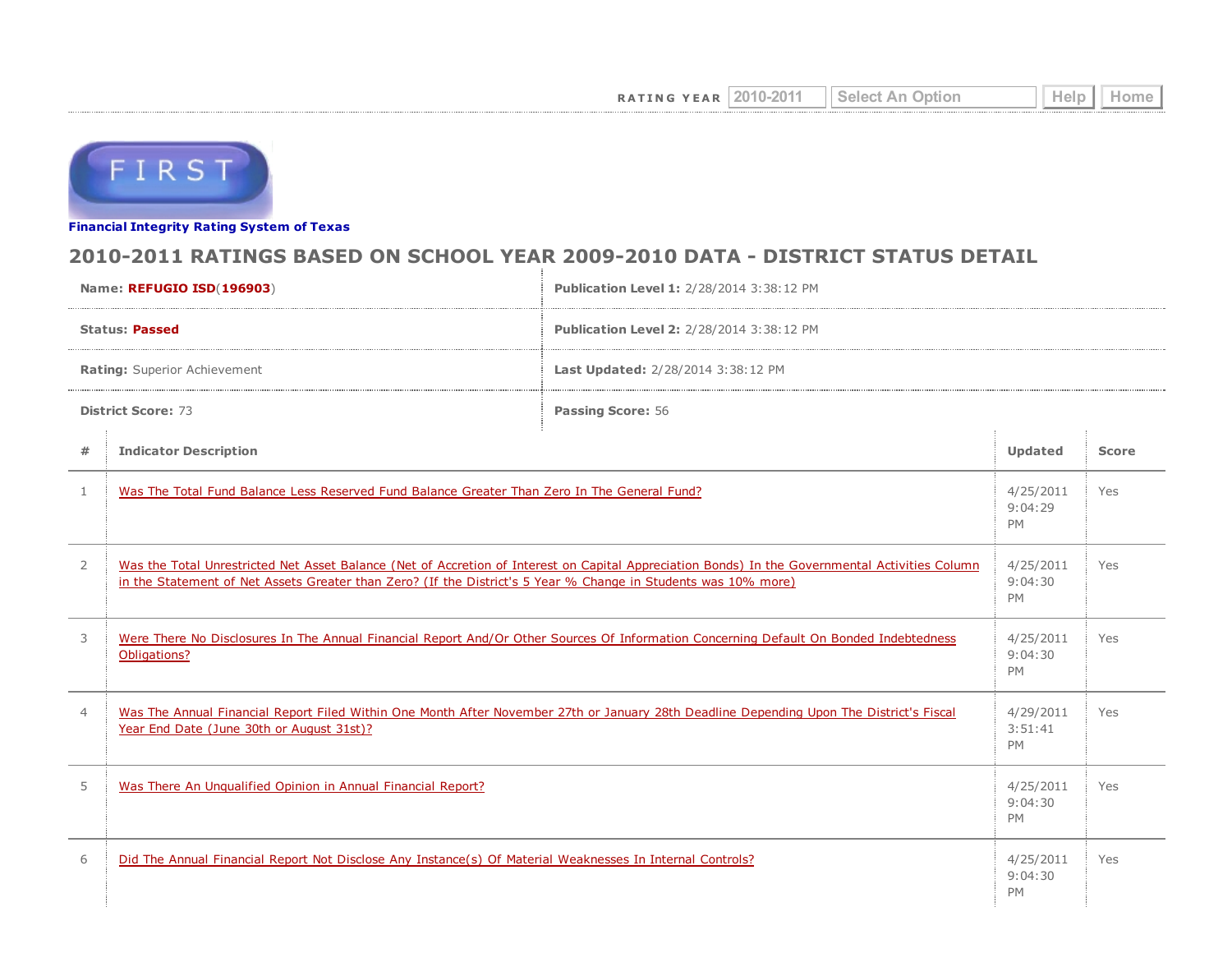RATING YEAR 2010-2011 Select An Option Help Home

**Financial Integrity Rating System of Texas**

## 2010-2011 RATINGS BASED ON SCHOOL YEAR 2009-2010 DATA - DISTRICT STATUS DETAIL

| | |
|---|---|
| **Name:** **REFUGIO ISD**(**196903**) | **Publication Level 1:** 2/28/2014 3:38:12 PM |
| **Status:** **Passed** | **Publication Level 2:** 2/28/2014 3:38:12 PM |
| **Rating:** Superior Achievement | **Last Updated:** 2/28/2014 3:38:12 PM |
| **District Score:** 73 | **Passing Score:** 56 |

| # | Indicator Description | Updated | Score |
|---|---|---|---|
| 1 | Was The Total Fund Balance Less Reserved Fund Balance Greater Than Zero In The General Fund? | 4/25/2011 9:04:29 PM | Yes |
| 2 | Was the Total Unrestricted Net Asset Balance (Net of Accretion of Interest on Capital Appreciation Bonds) In the Governmental Activities Column in the Statement of Net Assets Greater than Zero? (If the District's 5 Year % Change in Students was 10% more) | 4/25/2011 9:04:30 PM | Yes |
| 3 | Were There No Disclosures In The Annual Financial Report And/Or Other Sources Of Information Concerning Default On Bonded Indebtedness Obligations? | 4/25/2011 9:04:30 PM | Yes |
| 4 | Was The Annual Financial Report Filed Within One Month After November 27th or January 28th Deadline Depending Upon The District's Fiscal Year End Date (June 30th or August 31st)? | 4/29/2011 3:51:41 PM | Yes |
| 5 | Was There An Unqualified Opinion in Annual Financial Report? | 4/25/2011 9:04:30 PM | Yes |
| 6 | Did The Annual Financial Report Not Disclose Any Instance(s) Of Material Weaknesses In Internal Controls? | 4/25/2011 9:04:30 PM | Yes |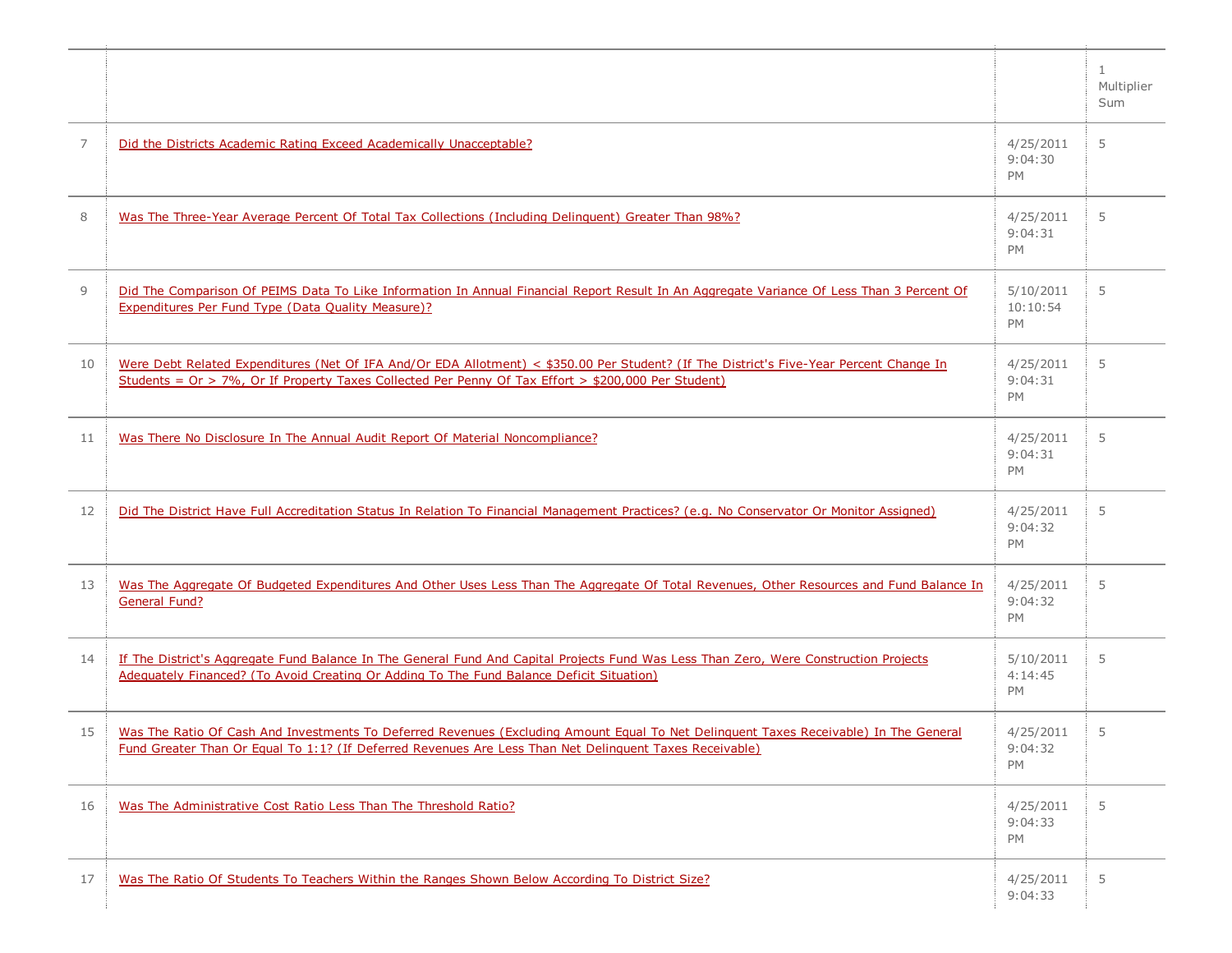| | | | 1 Multiplier Sum |
|---|---|---|---|
| 7 | Did the Districts Academic Rating Exceed Academically Unacceptable? | 4/25/2011 9:04:30 PM | 5 |
| 8 | Was The Three-Year Average Percent Of Total Tax Collections (Including Delinquent) Greater Than 98%? | 4/25/2011 9:04:31 PM | 5 |
| 9 | Did The Comparison Of PEIMS Data To Like Information In Annual Financial Report Result In An Aggregate Variance Of Less Than 3 Percent Of Expenditures Per Fund Type (Data Quality Measure)? | 5/10/2011 10:10:54 PM | 5 |
| 10 | Were Debt Related Expenditures (Net Of IFA And/Or EDA Allotment) < $350.00 Per Student? (If The District's Five-Year Percent Change In Students = Or > 7%, Or If Property Taxes Collected Per Penny Of Tax Effort > $200,000 Per Student) | 4/25/2011 9:04:31 PM | 5 |
| 11 | Was There No Disclosure In The Annual Audit Report Of Material Noncompliance? | 4/25/2011 9:04:31 PM | 5 |
| 12 | Did The District Have Full Accreditation Status In Relation To Financial Management Practices? (e.g. No Conservator Or Monitor Assigned) | 4/25/2011 9:04:32 PM | 5 |
| 13 | Was The Aggregate Of Budgeted Expenditures And Other Uses Less Than The Aggregate Of Total Revenues, Other Resources and Fund Balance In General Fund? | 4/25/2011 9:04:32 PM | 5 |
| 14 | If The District's Aggregate Fund Balance In The General Fund And Capital Projects Fund Was Less Than Zero, Were Construction Projects Adequately Financed? (To Avoid Creating Or Adding To The Fund Balance Deficit Situation) | 5/10/2011 4:14:45 PM | 5 |
| 15 | Was The Ratio Of Cash And Investments To Deferred Revenues (Excluding Amount Equal To Net Delinquent Taxes Receivable) In The General Fund Greater Than Or Equal To 1:1? (If Deferred Revenues Are Less Than Net Delinquent Taxes Receivable) | 4/25/2011 9:04:32 PM | 5 |
| 16 | Was The Administrative Cost Ratio Less Than The Threshold Ratio? | 4/25/2011 9:04:33 PM | 5 |
| 17 | Was The Ratio Of Students To Teachers Within the Ranges Shown Below According To District Size? | 4/25/2011 9:04:33 | 5 |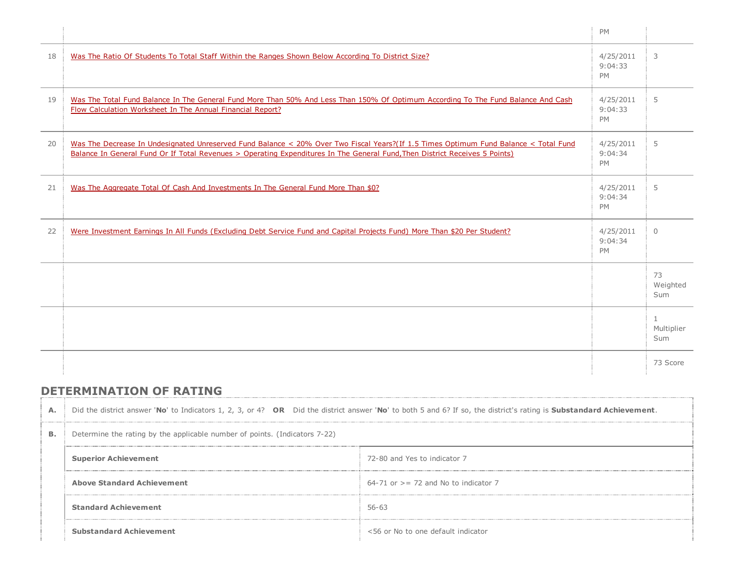| | | | |
|---|---|---|---|
| | | PM | |
| 18 | Was The Ratio Of Students To Total Staff Within the Ranges Shown Below According To District Size? | 4/25/2011 9:04:33 PM | 3 |
| 19 | Was The Total Fund Balance In The General Fund More Than 50% And Less Than 150% Of Optimum According To The Fund Balance And Cash Flow Calculation Worksheet In The Annual Financial Report? | 4/25/2011 9:04:33 PM | 5 |
| 20 | Was The Decrease In Undesignated Unreserved Fund Balance < 20% Over Two Fiscal Years?(If 1.5 Times Optimum Fund Balance < Total Fund Balance In General Fund Or If Total Revenues > Operating Expenditures In The General Fund,Then District Receives 5 Points) | 4/25/2011 9:04:34 PM | 5 |
| 21 | Was The Aggregate Total Of Cash And Investments In The General Fund More Than $0? | 4/25/2011 9:04:34 PM | 5 |
| 22 | Were Investment Earnings In All Funds (Excluding Debt Service Fund and Capital Projects Fund) More Than $20 Per Student? | 4/25/2011 9:04:34 PM | 0 |
| | | | 73 Weighted Sum |
| | | | 1 Multiplier Sum |
| | | | 73 Score |

## DETERMINATION OF RATING

| | | |
|---|---|---|
| **A.** | Did the district answer '**No**' to Indicators 1, 2, 3, or 4? **OR** Did the district answer '**No**' to both 5 and 6? If so, the district's rating is **Substandard Achievement**. | |
| **B.** | Determine the rating by the applicable number of points. (Indicators 7-22) | |
| | **Superior Achievement** | 72-80 and Yes to indicator 7 |
| | **Above Standard Achievement** | 64-71 or >= 72 and No to indicator 7 |
| | **Standard Achievement** | 56-63 |
| | **Substandard Achievement** | <56 or No to one default indicator |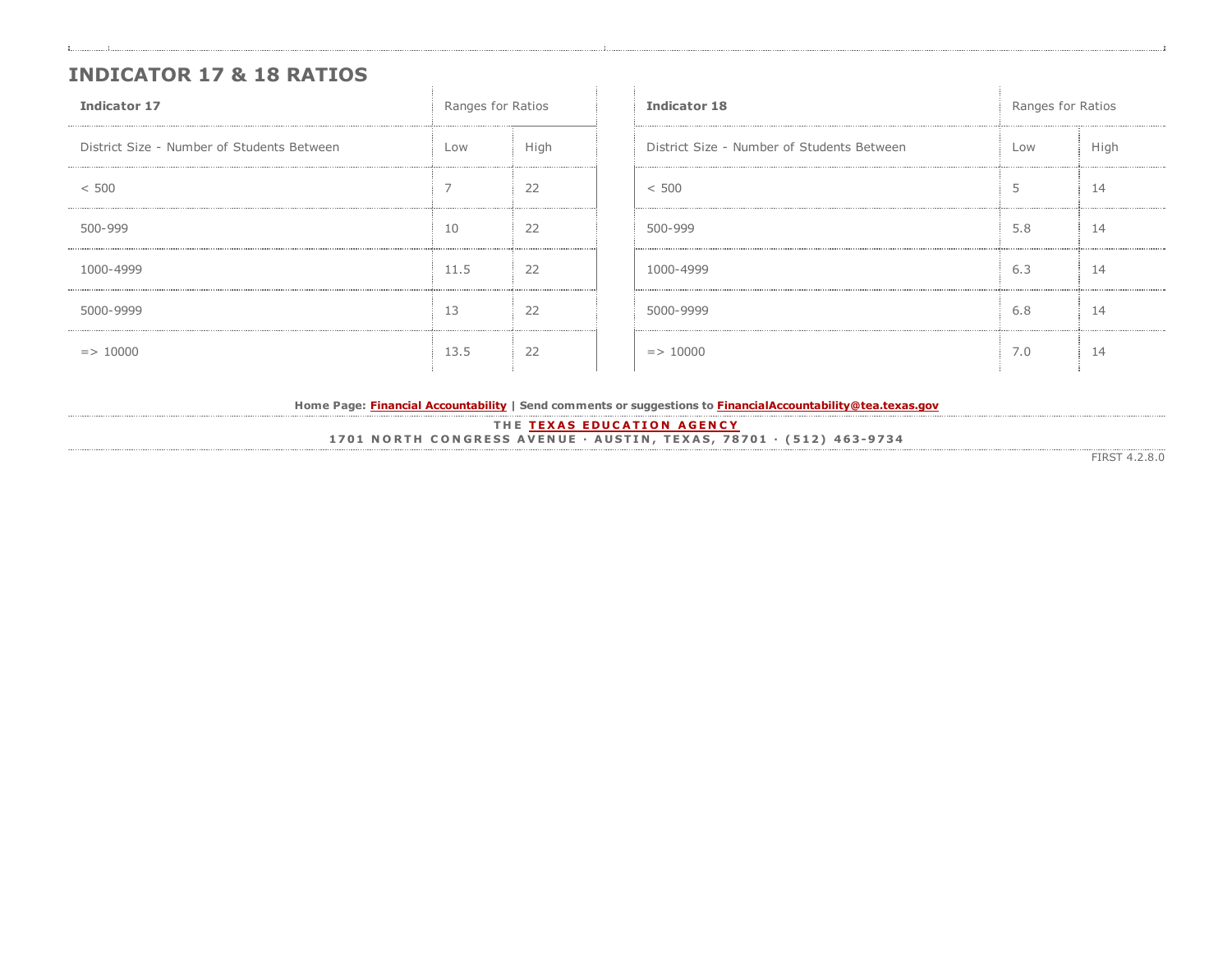## INDICATOR 17 & 18 RATIOS

| Indicator 17 | Ranges for Ratios | |
|---|---|---|
| District Size - Number of Students Between | Low | High |
| < 500 | 7 | 22 |
| 500-999 | 10 | 22 |
| 1000-4999 | 11.5 | 22 |
| 5000-9999 | 13 | 22 |
| => 10000 | 13.5 | 22 |

| Indicator 18 | Ranges for Ratios | |
|---|---|---|
| District Size - Number of Students Between | Low | High |
| < 500 | 5 | 14 |
| 500-999 | 5.8 | 14 |
| 1000-4999 | 6.3 | 14 |
| 5000-9999 | 6.8 | 14 |
| => 10000 | 7.0 | 14 |

**Home Page: Financial Accountability | Send comments or suggestions to FinancialAccountability@tea.texas.gov**

**THE TEXAS EDUCATION AGENCY**
**1701 NORTH CONGRESS AVENUE · AUSTIN, TEXAS, 78701 · (512) 463-9734**

FIRST 4.2.8.0